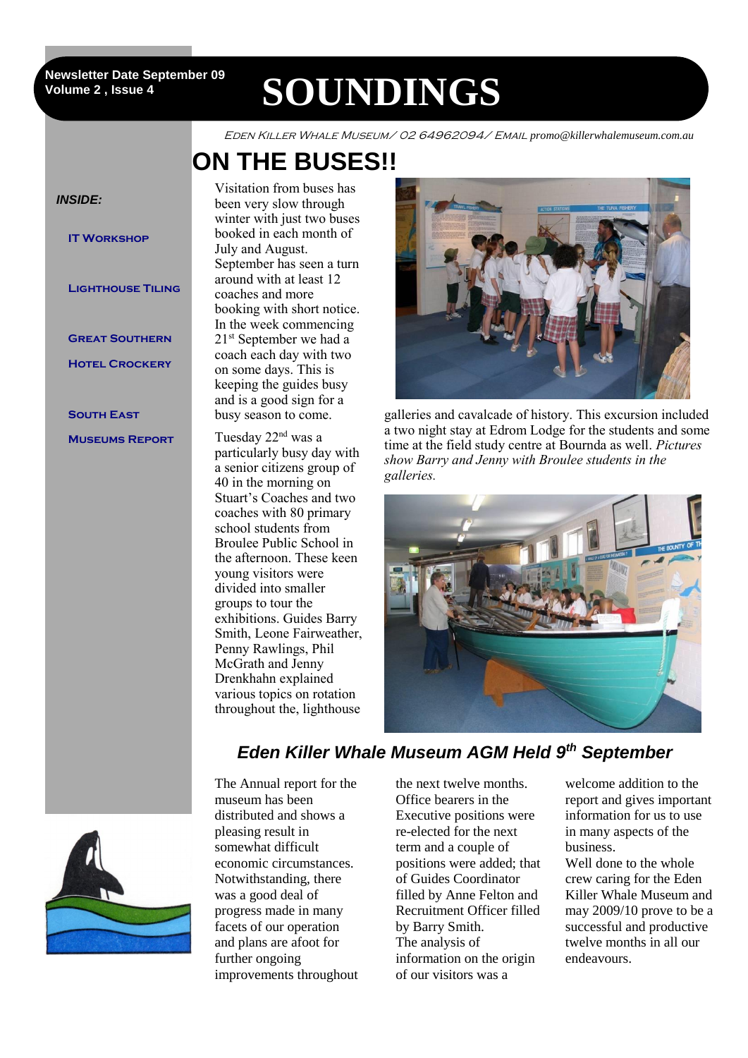Newsletter Date September 09
Volume 2 , Issue 4

# SOUNDINGS

EDEN KILLER WHALE MUSEUM/ 02 64962094/ EMAIL promo@killerwhalemuseum.com.au

**INSIDE:**

- IT WORKSHOP
- LIGHTHOUSE TILING
- GREAT SOUTHERN HOTEL CROCKERY
- SOUTH EAST MUSEUMS REPORT

## ON THE BUSES!!

Visitation from buses has been very slow through winter with just two buses booked in each month of July and August. September has seen a turn around with at least 12 coaches and more booking with short notice. In the week commencing 21st September we had a coach each day with two on some days. This is keeping the guides busy and is a good sign for a busy season to come.

Tuesday 22nd was a particularly busy day with a senior citizens group of 40 in the morning on Stuart's Coaches and two coaches with 80 primary school students from Broulee Public School in the afternoon. These keen young visitors were divided into smaller groups to tour the exhibitions. Guides Barry Smith, Leone Fairweather, Penny Rawlings, Phil McGrath and Jenny Drenkhahn explained various topics on rotation throughout the, lighthouse galleries and cavalcade of history. This excursion included a two night stay at Edrom Lodge for the students and some time at the field study centre at Bournda as well. *Pictures show Barry and Jenny with Broulee students in the galleries.*

## *Eden Killer Whale Museum AGM Held 9th September*

The Annual report for the museum has been distributed and shows a pleasing result in somewhat difficult economic circumstances. Notwithstanding, there was a good deal of progress made in many facets of our operation and plans are afoot for further ongoing improvements throughout the next twelve months. Office bearers in the Executive positions were re-elected for the next term and a couple of positions were added; that of Guides Coordinator filled by Anne Felton and Recruitment Officer filled by Barry Smith.
The analysis of information on the origin of our visitors was a welcome addition to the report and gives important information for us to use in many aspects of the business.
Well done to the whole crew caring for the Eden Killer Whale Museum and may 2009/10 prove to be a successful and productive twelve months in all our endeavours.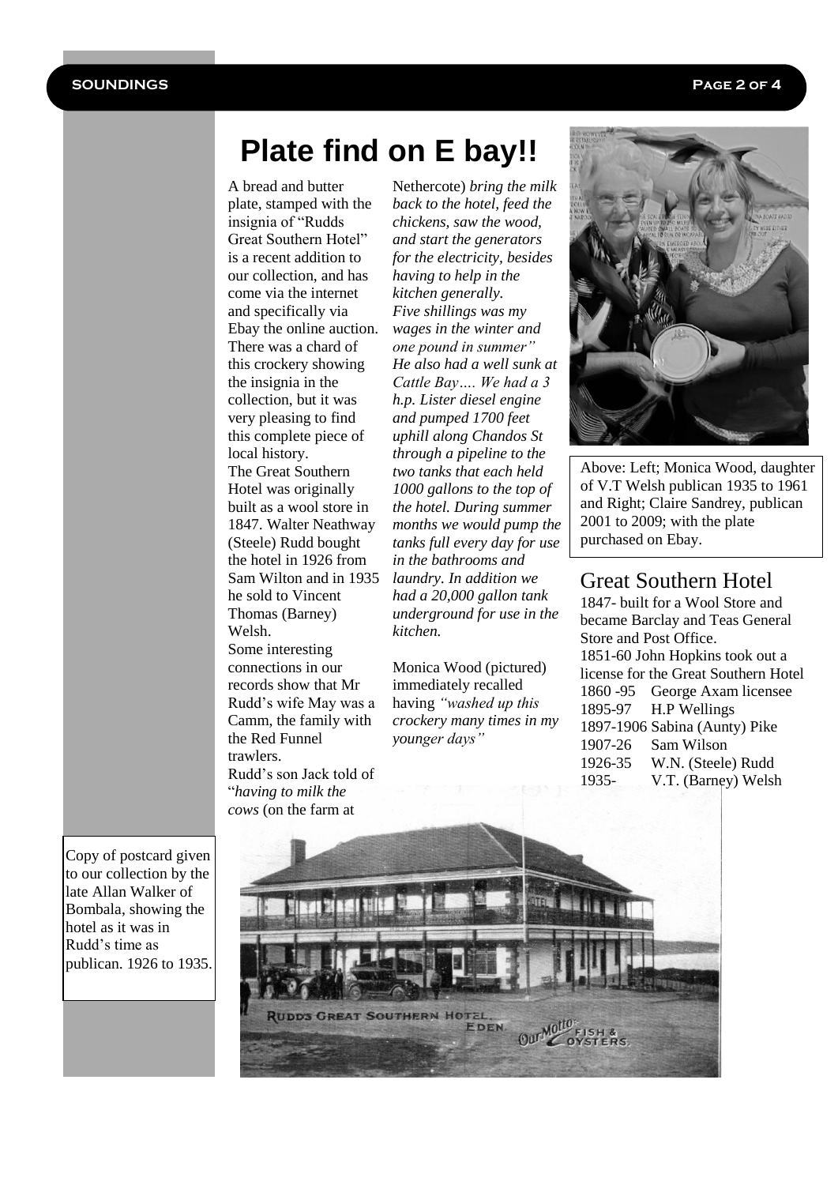# Plate find on E bay!!

A bread and butter plate, stamped with the insignia of "Rudds Great Southern Hotel" is a recent addition to our collection, and has come via the internet and specifically via Ebay the online auction. There was a chard of this crockery showing the insignia in the collection, but it was very pleasing to find this complete piece of local history.

The Great Southern Hotel was originally built as a wool store in 1847. Walter Neathway (Steele) Rudd bought the hotel in 1926 from Sam Wilton and in 1935 he sold to Vincent Thomas (Barney) Welsh.

Some interesting connections in our records show that Mr Rudd's wife May was a Camm, the family with the Red Funnel trawlers.

Rudd's son Jack told of "*having to milk the cows* (on the farm at Nethercote) *bring the milk back to the hotel, feed the chickens, saw the wood, and start the generators for the electricity, besides having to help in the kitchen generally. Five shillings was my wages in the winter and one pound in summer" He also had a well sunk at Cattle Bay…. We had a 3 h.p. Lister diesel engine and pumped 1700 feet uphill along Chandos St through a pipeline to the two tanks that each held 1000 gallons to the top of the hotel. During summer months we would pump the tanks full every day for use in the bathrooms and laundry. In addition we had a 20,000 gallon tank underground for use in the kitchen.*

Monica Wood (pictured) immediately recalled having *"washed up this crockery many times in my younger days"*

Above: Left; Monica Wood, daughter of V.T Welsh publican 1935 to 1961 and Right; Claire Sandrey, publican 2001 to 2009; with the plate purchased on Ebay.

## Great Southern Hotel

1847- built for a Wool Store and became Barclay and Teas General Store and Post Office.

1851-60 John Hopkins took out a license for the Great Southern Hotel

1860 -95 George Axam licensee

1895-97 H.P Wellings

1897-1906 Sabina (Aunty) Pike

1907-26 Sam Wilson

1926-35 W.N. (Steele) Rudd

1935- V.T. (Barney) Welsh

Copy of postcard given to our collection by the late Allan Walker of Bombala, showing the hotel as it was in Rudd's time as publican. 1926 to 1935.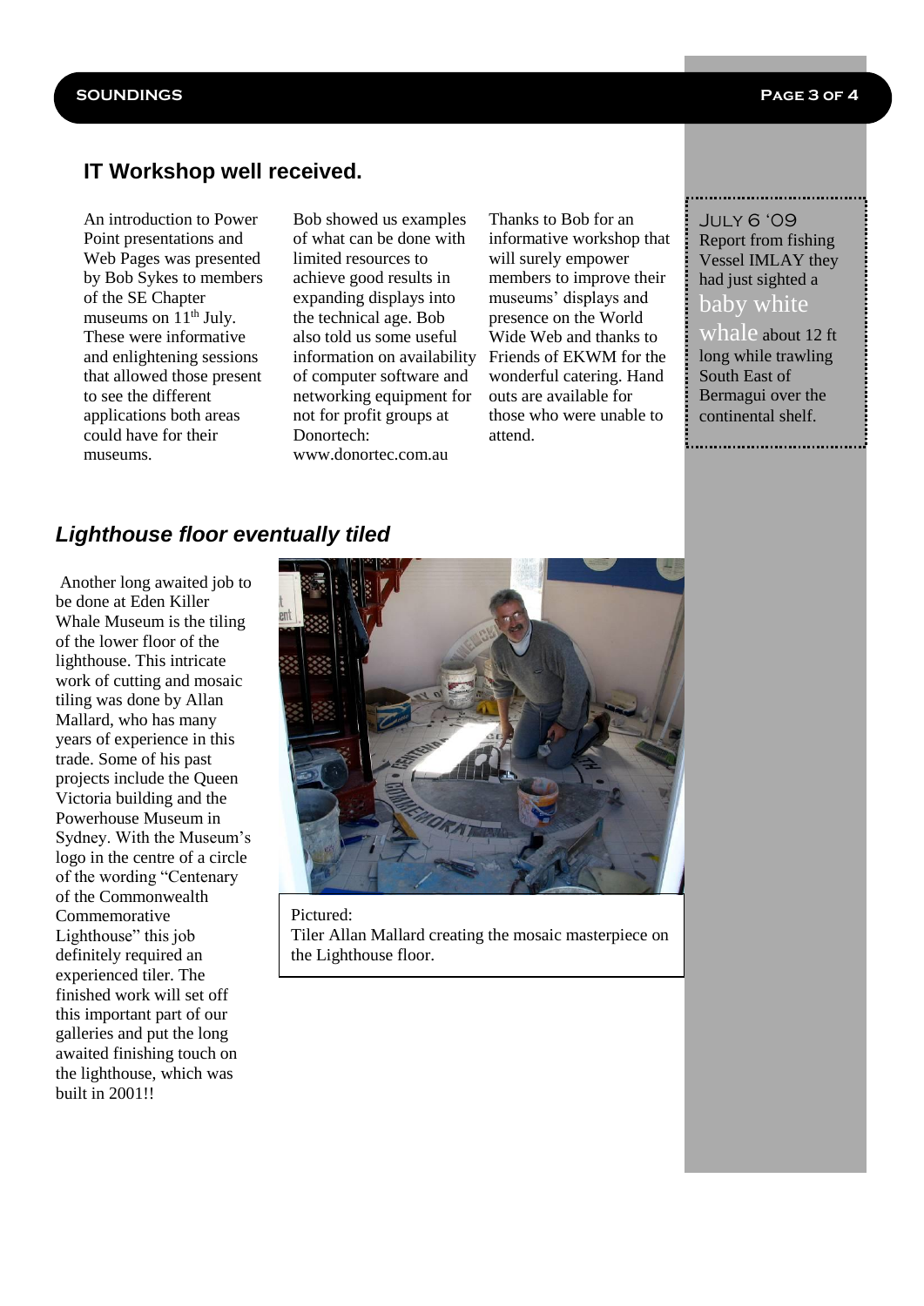## IT Workshop well received.

An introduction to Power Point presentations and Web Pages was presented by Bob Sykes to members of the SE Chapter museums on 11th July. These were informative and enlightening sessions that allowed those present to see the different applications both areas could have for their museums.

Bob showed us examples of what can be done with limited resources to achieve good results in expanding displays into the technical age. Bob also told us some useful information on availability of computer software and networking equipment for not for profit groups at Donortech: www.donortec.com.au

Thanks to Bob for an informative workshop that will surely empower members to improve their museums' displays and presence on the World Wide Web and thanks to Friends of EKWM for the wonderful catering. Hand outs are available for those who were unable to attend.

JULY 6 '09
Report from fishing Vessel IMLAY they had just sighted a baby white whale about 12 ft long while trawling South East of Bermagui over the continental shelf.

## *Lighthouse floor eventually tiled*

Another long awaited job to be done at Eden Killer Whale Museum is the tiling of the lower floor of the lighthouse. This intricate work of cutting and mosaic tiling was done by Allan Mallard, who has many years of experience in this trade. Some of his past projects include the Queen Victoria building and the Powerhouse Museum in Sydney. With the Museum's logo in the centre of a circle of the wording "Centenary of the Commonwealth Commemorative Lighthouse" this job definitely required an experienced tiler. The finished work will set off this important part of our galleries and put the long awaited finishing touch on the lighthouse, which was built in 2001!!

Pictured:
Tiler Allan Mallard creating the mosaic masterpiece on the Lighthouse floor.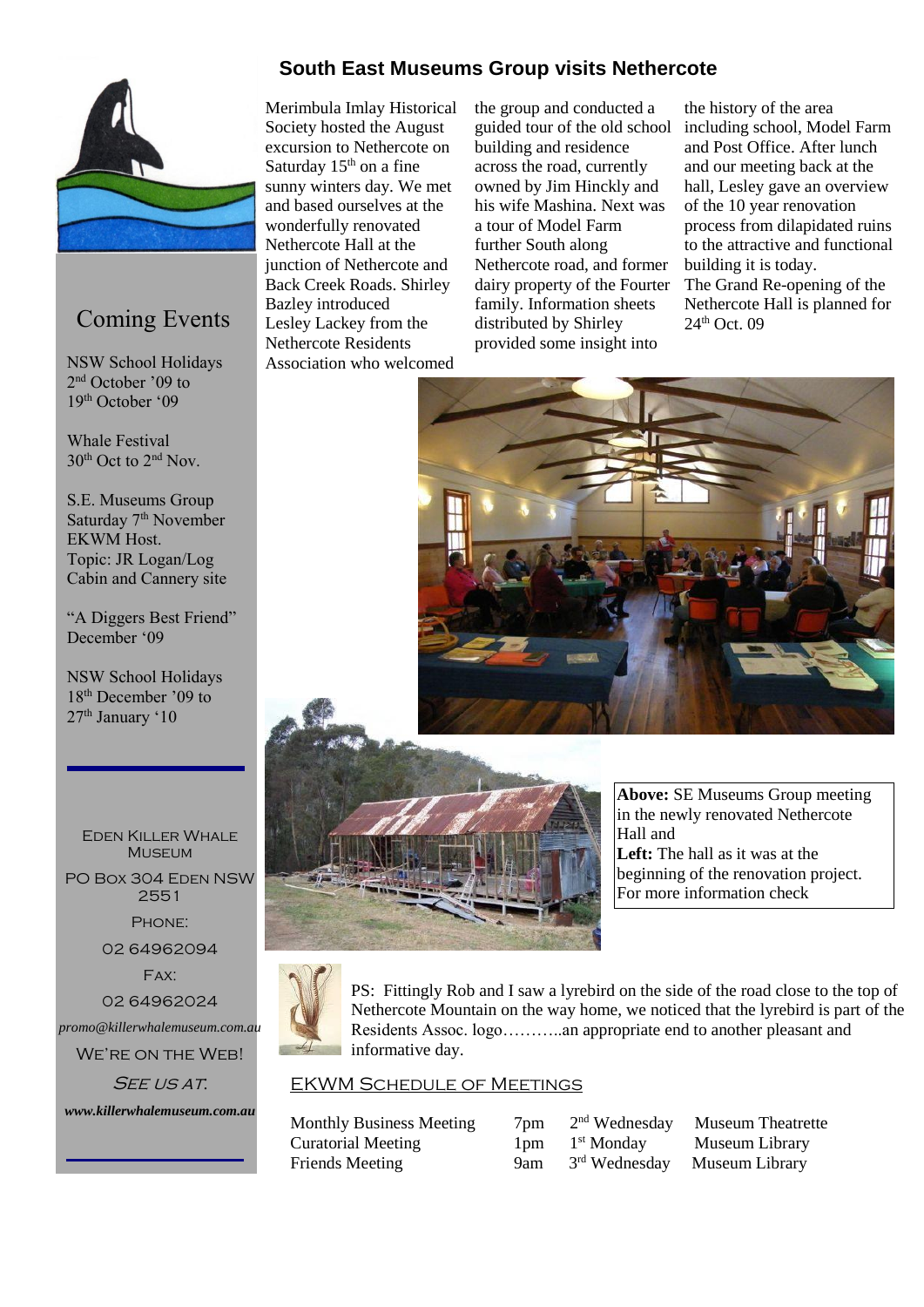## South East Museums Group visits Nethercote

Merimbula Imlay Historical Society hosted the August excursion to Nethercote on Saturday 15th on a fine sunny winters day. We met and based ourselves at the wonderfully renovated Nethercote Hall at the junction of Nethercote and Back Creek Roads. Shirley Bazley introduced Lesley Lackey from the Nethercote Residents Association who welcomed the group and conducted a guided tour of the old school building and residence across the road, currently owned by Jim Hinckly and his wife Mashina. Next was a tour of Model Farm further South along Nethercote road, and former dairy property of the Fourter family. Information sheets distributed by Shirley provided some insight into the history of the area including school, Model Farm and Post Office. After lunch and our meeting back at the hall, Lesley gave an overview of the 10 year renovation process from dilapidated ruins to the attractive and functional building it is today.

The Grand Re-opening of the Nethercote Hall is planned for 24th Oct. 09

**Above:** SE Museums Group meeting in the newly renovated Nethercote Hall and
**Left:** The hall as it was at the beginning of the renovation project. For more information check

PS: Fittingly Rob and I saw a lyrebird on the side of the road close to the top of Nethercote Mountain on the way home, we noticed that the lyrebird is part of the Residents Assoc. logo………..an appropriate end to another pleasant and informative day.

### EKWM Schedule of Meetings

| | | | |
|---|---|---|---|
| Monthly Business Meeting | 7pm | 2nd Wednesday | Museum Theatrette |
| Curatorial Meeting | 1pm | 1st Monday | Museum Library |
| Friends Meeting | 9am | 3rd Wednesday | Museum Library |

## Coming Events

NSW School Holidays
2nd October '09 to 19th October '09

Whale Festival
30th Oct to 2nd Nov.

S.E. Museums Group
Saturday 7th November
EKWM Host.
Topic: JR Logan/Log Cabin and Cannery site

"A Diggers Best Friend"
December '09

NSW School Holidays
18th December '09 to 27th January '10

Eden Killer Whale Museum

PO Box 304 Eden NSW 2551

Phone:
02 64962094

Fax:
02 64962024

promo@killerwhalemuseum.com.au

We're on the Web!

*See us at:*

***www.killerwhalemuseum.com.au***